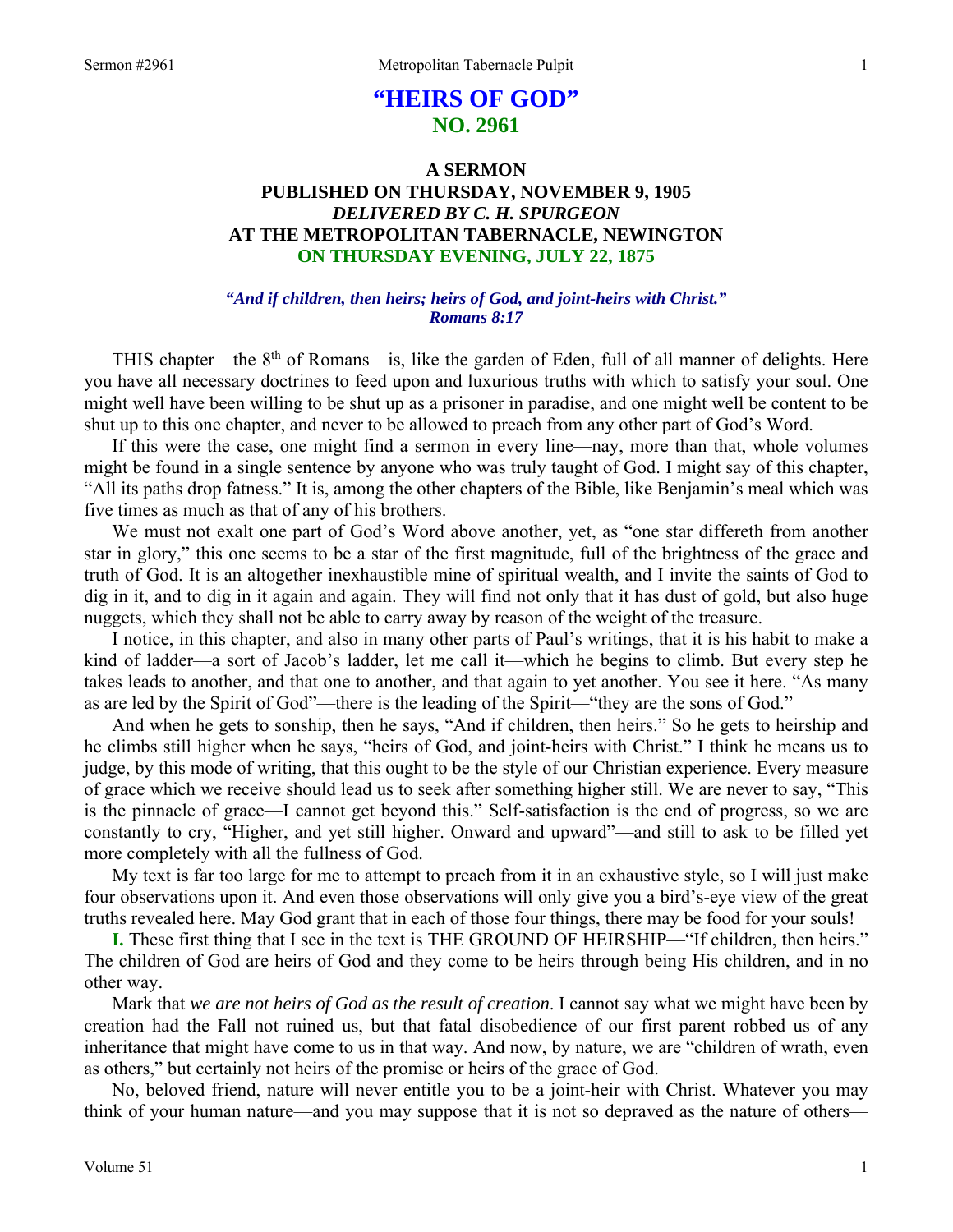# "HEIRS OF GOD"
## NO. 2961

### A SERMON
### PUBLISHED ON THURSDAY, NOVEMBER 9, 1905
### *DELIVERED BY C. H. SPURGEON*
### AT THE METROPOLITAN TABERNACLE, NEWINGTON
### ON THURSDAY EVENING, JULY 22, 1875

***"And if children, then heirs; heirs of God, and joint-heirs with Christ." Romans 8:17***

THIS chapter—the 8th of Romans—is, like the garden of Eden, full of all manner of delights. Here you have all necessary doctrines to feed upon and luxurious truths with which to satisfy your soul. One might well have been willing to be shut up as a prisoner in paradise, and one might well be content to be shut up to this one chapter, and never to be allowed to preach from any other part of God's Word.

If this were the case, one might find a sermon in every line—nay, more than that, whole volumes might be found in a single sentence by anyone who was truly taught of God. I might say of this chapter, "All its paths drop fatness." It is, among the other chapters of the Bible, like Benjamin's meal which was five times as much as that of any of his brothers.

We must not exalt one part of God's Word above another, yet, as "one star differeth from another star in glory," this one seems to be a star of the first magnitude, full of the brightness of the grace and truth of God. It is an altogether inexhaustible mine of spiritual wealth, and I invite the saints of God to dig in it, and to dig in it again and again. They will find not only that it has dust of gold, but also huge nuggets, which they shall not be able to carry away by reason of the weight of the treasure.

I notice, in this chapter, and also in many other parts of Paul's writings, that it is his habit to make a kind of ladder—a sort of Jacob's ladder, let me call it—which he begins to climb. But every step he takes leads to another, and that one to another, and that again to yet another. You see it here. "As many as are led by the Spirit of God"—there is the leading of the Spirit—"they are the sons of God."

And when he gets to sonship, then he says, "And if children, then heirs." So he gets to heirship and he climbs still higher when he says, "heirs of God, and joint-heirs with Christ." I think he means us to judge, by this mode of writing, that this ought to be the style of our Christian experience. Every measure of grace which we receive should lead us to seek after something higher still. We are never to say, "This is the pinnacle of grace—I cannot get beyond this." Self-satisfaction is the end of progress, so we are constantly to cry, "Higher, and yet still higher. Onward and upward"—and still to ask to be filled yet more completely with all the fullness of God.

My text is far too large for me to attempt to preach from it in an exhaustive style, so I will just make four observations upon it. And even those observations will only give you a bird's-eye view of the great truths revealed here. May God grant that in each of those four things, there may be food for your souls!

**I.** These first thing that I see in the text is THE GROUND OF HEIRSHIP—"If children, then heirs." The children of God are heirs of God and they come to be heirs through being His children, and in no other way.

Mark that *we are not heirs of God as the result of creation*. I cannot say what we might have been by creation had the Fall not ruined us, but that fatal disobedience of our first parent robbed us of any inheritance that might have come to us in that way. And now, by nature, we are "children of wrath, even as others," but certainly not heirs of the promise or heirs of the grace of God.

No, beloved friend, nature will never entitle you to be a joint-heir with Christ. Whatever you may think of your human nature—and you may suppose that it is not so depraved as the nature of others—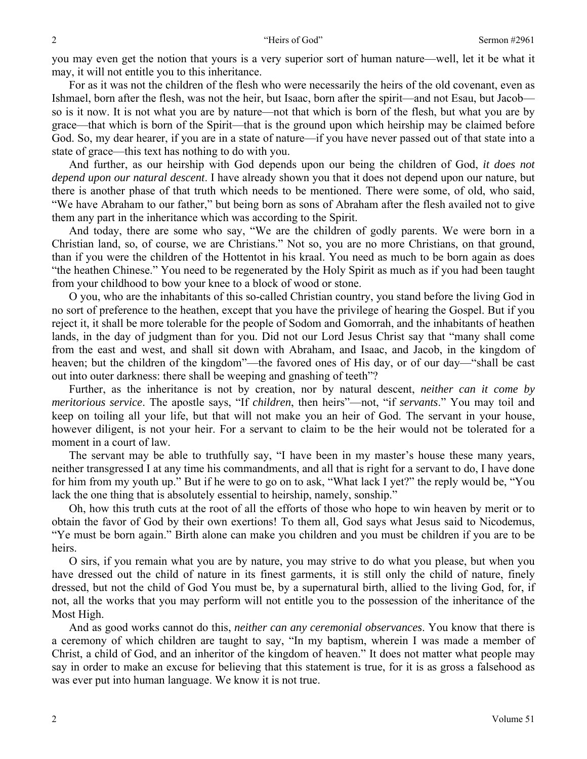you may even get the notion that yours is a very superior sort of human nature—well, let it be what it may, it will not entitle you to this inheritance.

For as it was not the children of the flesh who were necessarily the heirs of the old covenant, even as Ishmael, born after the flesh, was not the heir, but Isaac, born after the spirit—and not Esau, but Jacob—so is it now. It is not what you are by nature—not that which is born of the flesh, but what you are by grace—that which is born of the Spirit—that is the ground upon which heirship may be claimed before God. So, my dear hearer, if you are in a state of nature—if you have never passed out of that state into a state of grace—this text has nothing to do with you.

And further, as our heirship with God depends upon our being the children of God, *it does not depend upon our natural descent*. I have already shown you that it does not depend upon our nature, but there is another phase of that truth which needs to be mentioned. There were some, of old, who said, "We have Abraham to our father," but being born as sons of Abraham after the flesh availed not to give them any part in the inheritance which was according to the Spirit.

And today, there are some who say, "We are the children of godly parents. We were born in a Christian land, so, of course, we are Christians." Not so, you are no more Christians, on that ground, than if you were the children of the Hottentot in his kraal. You need as much to be born again as does "the heathen Chinese." You need to be regenerated by the Holy Spirit as much as if you had been taught from your childhood to bow your knee to a block of wood or stone.

O you, who are the inhabitants of this so-called Christian country, you stand before the living God in no sort of preference to the heathen, except that you have the privilege of hearing the Gospel. But if you reject it, it shall be more tolerable for the people of Sodom and Gomorrah, and the inhabitants of heathen lands, in the day of judgment than for you. Did not our Lord Jesus Christ say that "many shall come from the east and west, and shall sit down with Abraham, and Isaac, and Jacob, in the kingdom of heaven; but the children of the kingdom"—the favored ones of His day, or of our day—"shall be cast out into outer darkness: there shall be weeping and gnashing of teeth"?

Further, as the inheritance is not by creation, nor by natural descent, *neither can it come by meritorious service*. The apostle says, "If *children*, then heirs"—not, "if *servants*." You may toil and keep on toiling all your life, but that will not make you an heir of God. The servant in your house, however diligent, is not your heir. For a servant to claim to be the heir would not be tolerated for a moment in a court of law.

The servant may be able to truthfully say, "I have been in my master's house these many years, neither transgressed I at any time his commandments, and all that is right for a servant to do, I have done for him from my youth up." But if he were to go on to ask, "What lack I yet?" the reply would be, "You lack the one thing that is absolutely essential to heirship, namely, sonship."

Oh, how this truth cuts at the root of all the efforts of those who hope to win heaven by merit or to obtain the favor of God by their own exertions! To them all, God says what Jesus said to Nicodemus, "Ye must be born again." Birth alone can make you children and you must be children if you are to be heirs.

O sirs, if you remain what you are by nature, you may strive to do what you please, but when you have dressed out the child of nature in its finest garments, it is still only the child of nature, finely dressed, but not the child of God You must be, by a supernatural birth, allied to the living God, for, if not, all the works that you may perform will not entitle you to the possession of the inheritance of the Most High.

And as good works cannot do this, *neither can any ceremonial observances*. You know that there is a ceremony of which children are taught to say, "In my baptism, wherein I was made a member of Christ, a child of God, and an inheritor of the kingdom of heaven." It does not matter what people may say in order to make an excuse for believing that this statement is true, for it is as gross a falsehood as was ever put into human language. We know it is not true.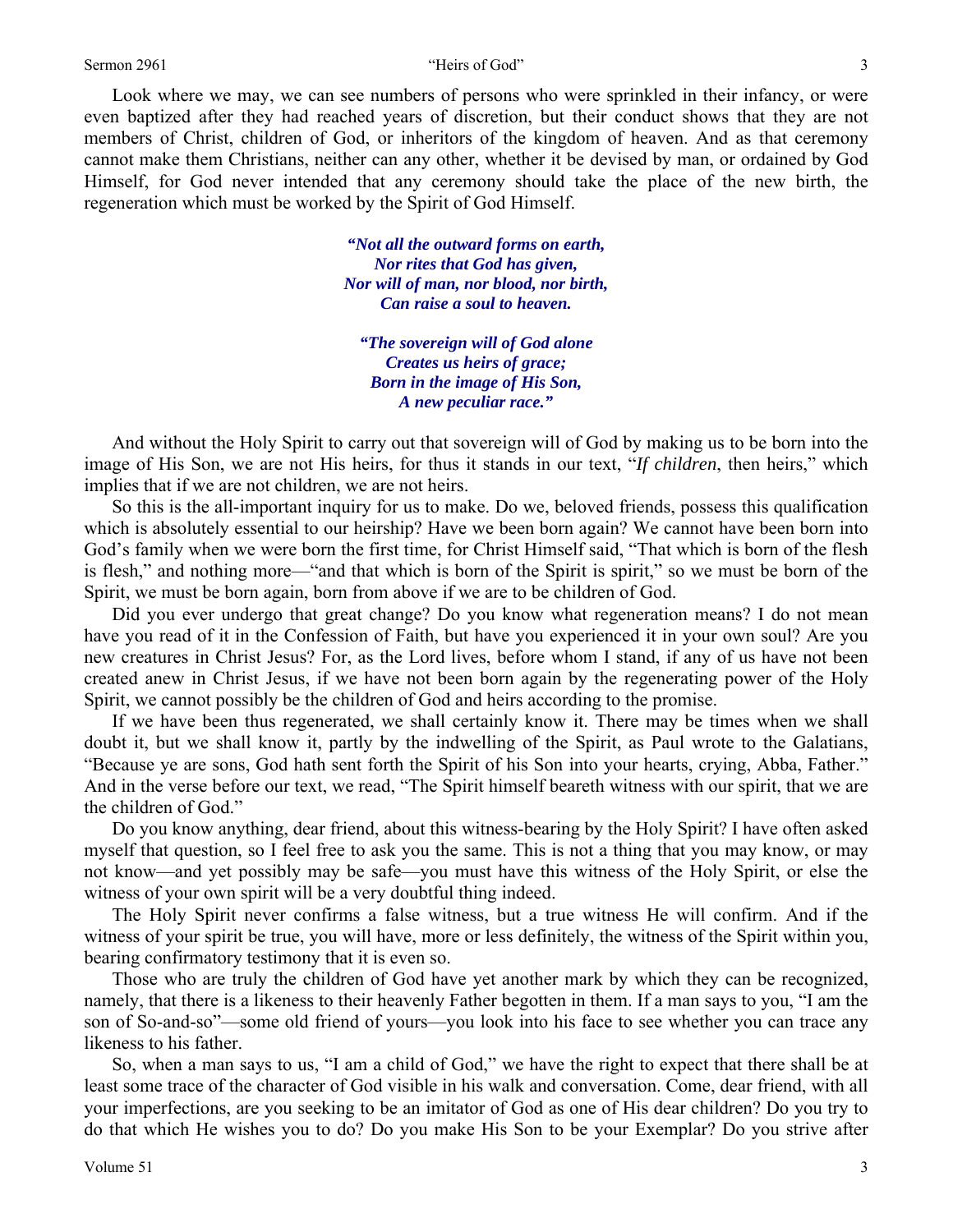Look where we may, we can see numbers of persons who were sprinkled in their infancy, or were even baptized after they had reached years of discretion, but their conduct shows that they are not members of Christ, children of God, or inheritors of the kingdom of heaven. And as that ceremony cannot make them Christians, neither can any other, whether it be devised by man, or ordained by God Himself, for God never intended that any ceremony should take the place of the new birth, the regeneration which must be worked by the Spirit of God Himself.

> ***"Not all the outward forms on earth,***
> ***Nor rites that God has given,***
> ***Nor will of man, nor blood, nor birth,***
> ***Can raise a soul to heaven.***
>
> ***"The sovereign will of God alone***
> ***Creates us heirs of grace;***
> ***Born in the image of His Son,***
> ***A new peculiar race."***

And without the Holy Spirit to carry out that sovereign will of God by making us to be born into the image of His Son, we are not His heirs, for thus it stands in our text, "*If children*, then heirs," which implies that if we are not children, we are not heirs.

So this is the all-important inquiry for us to make. Do we, beloved friends, possess this qualification which is absolutely essential to our heirship? Have we been born again? We cannot have been born into God's family when we were born the first time, for Christ Himself said, "That which is born of the flesh is flesh," and nothing more—"and that which is born of the Spirit is spirit," so we must be born of the Spirit, we must be born again, born from above if we are to be children of God.

Did you ever undergo that great change? Do you know what regeneration means? I do not mean have you read of it in the Confession of Faith, but have you experienced it in your own soul? Are you new creatures in Christ Jesus? For, as the Lord lives, before whom I stand, if any of us have not been created anew in Christ Jesus, if we have not been born again by the regenerating power of the Holy Spirit, we cannot possibly be the children of God and heirs according to the promise.

If we have been thus regenerated, we shall certainly know it. There may be times when we shall doubt it, but we shall know it, partly by the indwelling of the Spirit, as Paul wrote to the Galatians, "Because ye are sons, God hath sent forth the Spirit of his Son into your hearts, crying, Abba, Father." And in the verse before our text, we read, "The Spirit himself beareth witness with our spirit, that we are the children of God."

Do you know anything, dear friend, about this witness-bearing by the Holy Spirit? I have often asked myself that question, so I feel free to ask you the same. This is not a thing that you may know, or may not know—and yet possibly may be safe—you must have this witness of the Holy Spirit, or else the witness of your own spirit will be a very doubtful thing indeed.

The Holy Spirit never confirms a false witness, but a true witness He will confirm. And if the witness of your spirit be true, you will have, more or less definitely, the witness of the Spirit within you, bearing confirmatory testimony that it is even so.

Those who are truly the children of God have yet another mark by which they can be recognized, namely, that there is a likeness to their heavenly Father begotten in them. If a man says to you, "I am the son of So-and-so"—some old friend of yours—you look into his face to see whether you can trace any likeness to his father.

So, when a man says to us, "I am a child of God," we have the right to expect that there shall be at least some trace of the character of God visible in his walk and conversation. Come, dear friend, with all your imperfections, are you seeking to be an imitator of God as one of His dear children? Do you try to do that which He wishes you to do? Do you make His Son to be your Exemplar? Do you strive after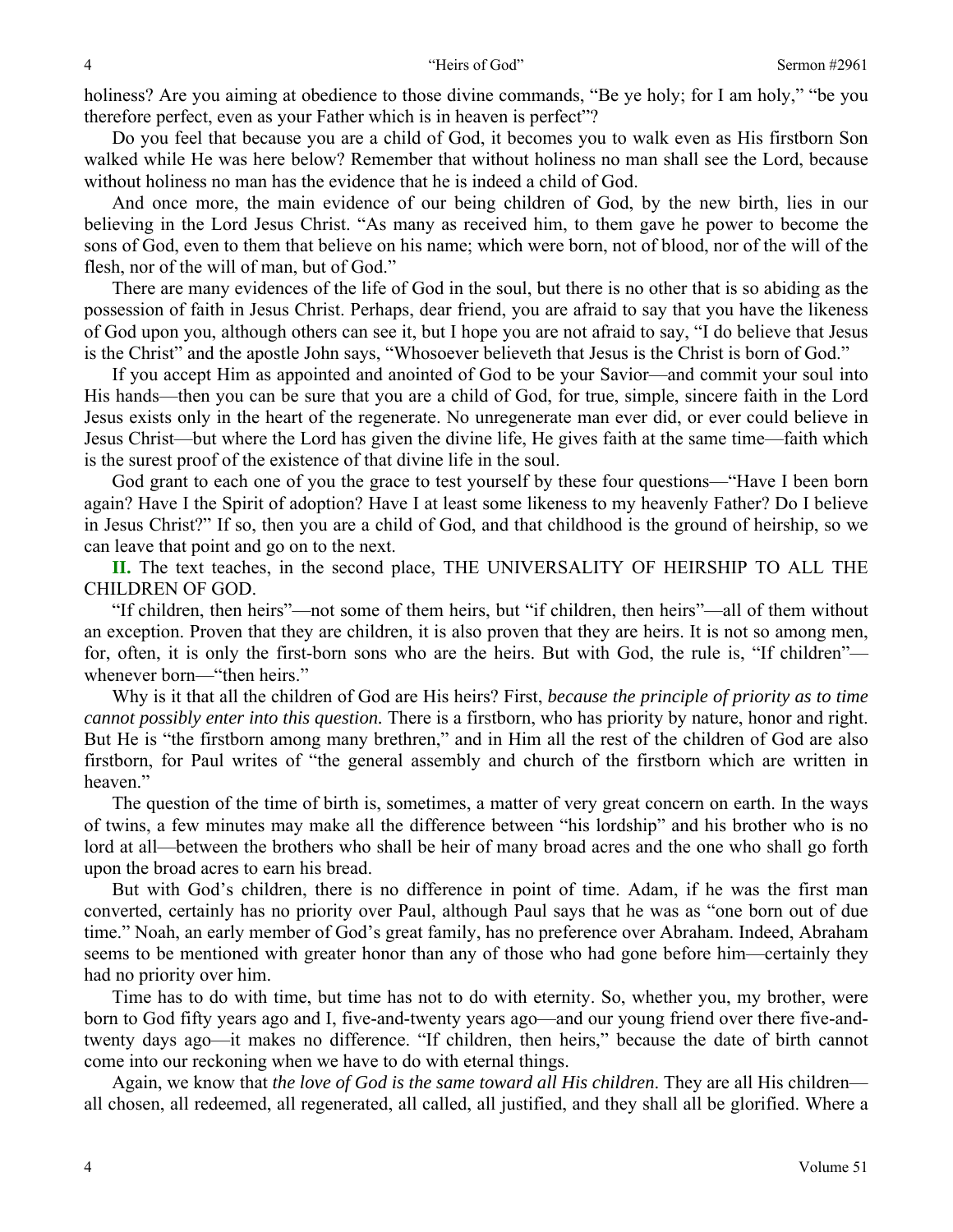holiness? Are you aiming at obedience to those divine commands, "Be ye holy; for I am holy," "be you therefore perfect, even as your Father which is in heaven is perfect"?

Do you feel that because you are a child of God, it becomes you to walk even as His firstborn Son walked while He was here below? Remember that without holiness no man shall see the Lord, because without holiness no man has the evidence that he is indeed a child of God.

And once more, the main evidence of our being children of God, by the new birth, lies in our believing in the Lord Jesus Christ. "As many as received him, to them gave he power to become the sons of God, even to them that believe on his name; which were born, not of blood, nor of the will of the flesh, nor of the will of man, but of God."

There are many evidences of the life of God in the soul, but there is no other that is so abiding as the possession of faith in Jesus Christ. Perhaps, dear friend, you are afraid to say that you have the likeness of God upon you, although others can see it, but I hope you are not afraid to say, "I do believe that Jesus is the Christ" and the apostle John says, "Whosoever believeth that Jesus is the Christ is born of God."

If you accept Him as appointed and anointed of God to be your Savior—and commit your soul into His hands—then you can be sure that you are a child of God, for true, simple, sincere faith in the Lord Jesus exists only in the heart of the regenerate. No unregenerate man ever did, or ever could believe in Jesus Christ—but where the Lord has given the divine life, He gives faith at the same time—faith which is the surest proof of the existence of that divine life in the soul.

God grant to each one of you the grace to test yourself by these four questions—"Have I been born again? Have I the Spirit of adoption? Have I at least some likeness to my heavenly Father? Do I believe in Jesus Christ?" If so, then you are a child of God, and that childhood is the ground of heirship, so we can leave that point and go on to the next.

**II.** The text teaches, in the second place, THE UNIVERSALITY OF HEIRSHIP TO ALL THE CHILDREN OF GOD.

"If children, then heirs"—not some of them heirs, but "if children, then heirs"—all of them without an exception. Proven that they are children, it is also proven that they are heirs. It is not so among men, for, often, it is only the first-born sons who are the heirs. But with God, the rule is, "If children"—whenever born—"then heirs."

Why is it that all the children of God are His heirs? First, *because the principle of priority as to time cannot possibly enter into this question.* There is a firstborn, who has priority by nature, honor and right. But He is "the firstborn among many brethren," and in Him all the rest of the children of God are also firstborn, for Paul writes of "the general assembly and church of the firstborn which are written in heaven."

The question of the time of birth is, sometimes, a matter of very great concern on earth. In the ways of twins, a few minutes may make all the difference between "his lordship" and his brother who is no lord at all—between the brothers who shall be heir of many broad acres and the one who shall go forth upon the broad acres to earn his bread.

But with God's children, there is no difference in point of time. Adam, if he was the first man converted, certainly has no priority over Paul, although Paul says that he was as "one born out of due time." Noah, an early member of God's great family, has no preference over Abraham. Indeed, Abraham seems to be mentioned with greater honor than any of those who had gone before him—certainly they had no priority over him.

Time has to do with time, but time has not to do with eternity. So, whether you, my brother, were born to God fifty years ago and I, five-and-twenty years ago—and our young friend over there five-and-twenty days ago—it makes no difference. "If children, then heirs," because the date of birth cannot come into our reckoning when we have to do with eternal things.

Again, we know that *the love of God is the same toward all His children*. They are all His children—all chosen, all redeemed, all regenerated, all called, all justified, and they shall all be glorified. Where a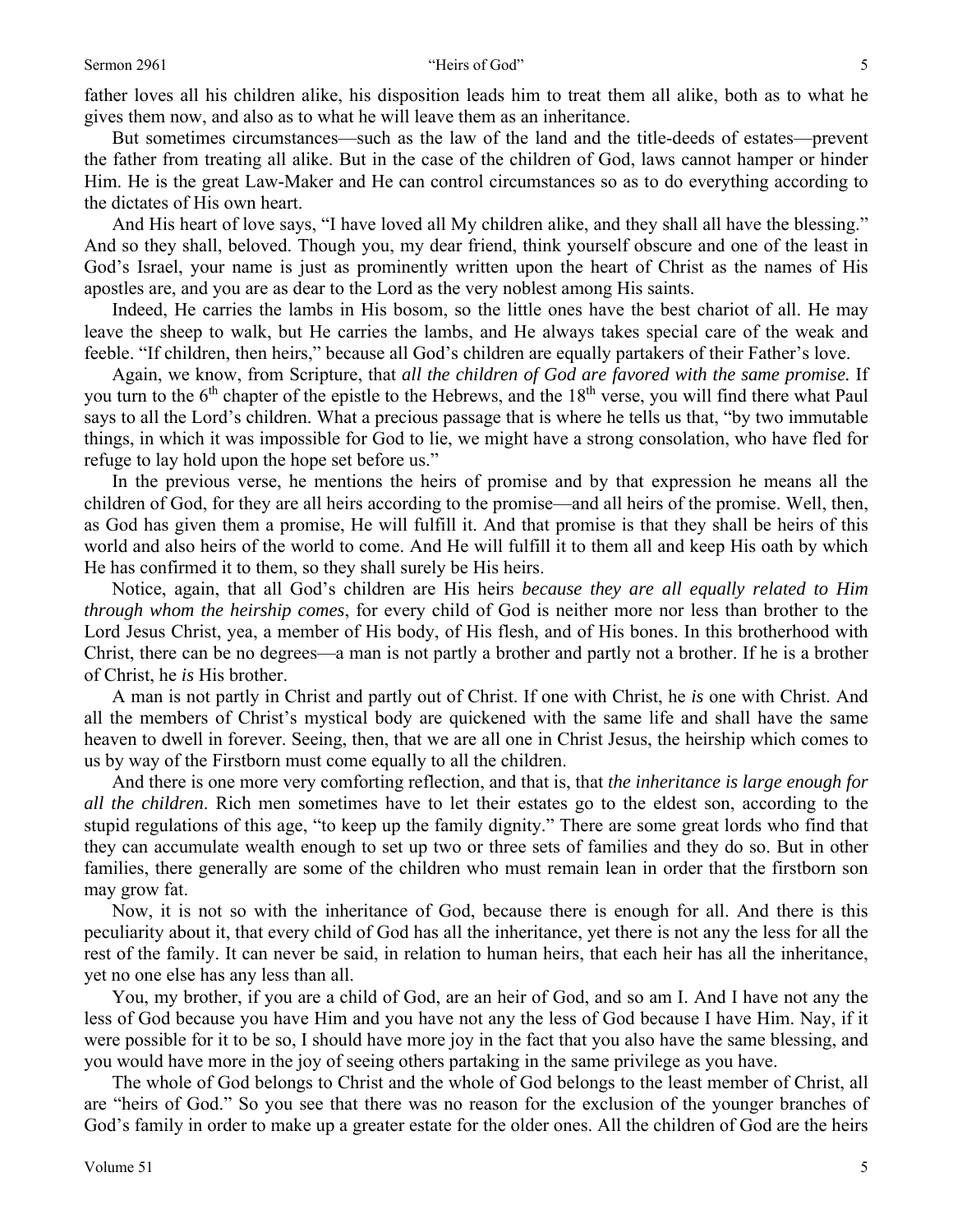father loves all his children alike, his disposition leads him to treat them all alike, both as to what he gives them now, and also as to what he will leave them as an inheritance.

But sometimes circumstances—such as the law of the land and the title-deeds of estates—prevent the father from treating all alike. But in the case of the children of God, laws cannot hamper or hinder Him. He is the great Law-Maker and He can control circumstances so as to do everything according to the dictates of His own heart.

And His heart of love says, "I have loved all My children alike, and they shall all have the blessing." And so they shall, beloved. Though you, my dear friend, think yourself obscure and one of the least in God's Israel, your name is just as prominently written upon the heart of Christ as the names of His apostles are, and you are as dear to the Lord as the very noblest among His saints.

Indeed, He carries the lambs in His bosom, so the little ones have the best chariot of all. He may leave the sheep to walk, but He carries the lambs, and He always takes special care of the weak and feeble. "If children, then heirs," because all God's children are equally partakers of their Father's love.

Again, we know, from Scripture, that *all the children of God are favored with the same promise.* If you turn to the 6th chapter of the epistle to the Hebrews, and the 18th verse, you will find there what Paul says to all the Lord's children. What a precious passage that is where he tells us that, "by two immutable things, in which it was impossible for God to lie, we might have a strong consolation, who have fled for refuge to lay hold upon the hope set before us."

In the previous verse, he mentions the heirs of promise and by that expression he means all the children of God, for they are all heirs according to the promise—and all heirs of the promise. Well, then, as God has given them a promise, He will fulfill it. And that promise is that they shall be heirs of this world and also heirs of the world to come. And He will fulfill it to them all and keep His oath by which He has confirmed it to them, so they shall surely be His heirs.

Notice, again, that all God's children are His heirs *because they are all equally related to Him through whom the heirship comes*, for every child of God is neither more nor less than brother to the Lord Jesus Christ, yea, a member of His body, of His flesh, and of His bones. In this brotherhood with Christ, there can be no degrees—a man is not partly a brother and partly not a brother. If he is a brother of Christ, he *is* His brother.

A man is not partly in Christ and partly out of Christ. If one with Christ, he *is* one with Christ. And all the members of Christ's mystical body are quickened with the same life and shall have the same heaven to dwell in forever. Seeing, then, that we are all one in Christ Jesus, the heirship which comes to us by way of the Firstborn must come equally to all the children.

And there is one more very comforting reflection, and that is, that *the inheritance is large enough for all the children*. Rich men sometimes have to let their estates go to the eldest son, according to the stupid regulations of this age, "to keep up the family dignity." There are some great lords who find that they can accumulate wealth enough to set up two or three sets of families and they do so. But in other families, there generally are some of the children who must remain lean in order that the firstborn son may grow fat.

Now, it is not so with the inheritance of God, because there is enough for all. And there is this peculiarity about it, that every child of God has all the inheritance, yet there is not any the less for all the rest of the family. It can never be said, in relation to human heirs, that each heir has all the inheritance, yet no one else has any less than all.

You, my brother, if you are a child of God, are an heir of God, and so am I. And I have not any the less of God because you have Him and you have not any the less of God because I have Him. Nay, if it were possible for it to be so, I should have more joy in the fact that you also have the same blessing, and you would have more in the joy of seeing others partaking in the same privilege as you have.

The whole of God belongs to Christ and the whole of God belongs to the least member of Christ, all are "heirs of God." So you see that there was no reason for the exclusion of the younger branches of God's family in order to make up a greater estate for the older ones. All the children of God are the heirs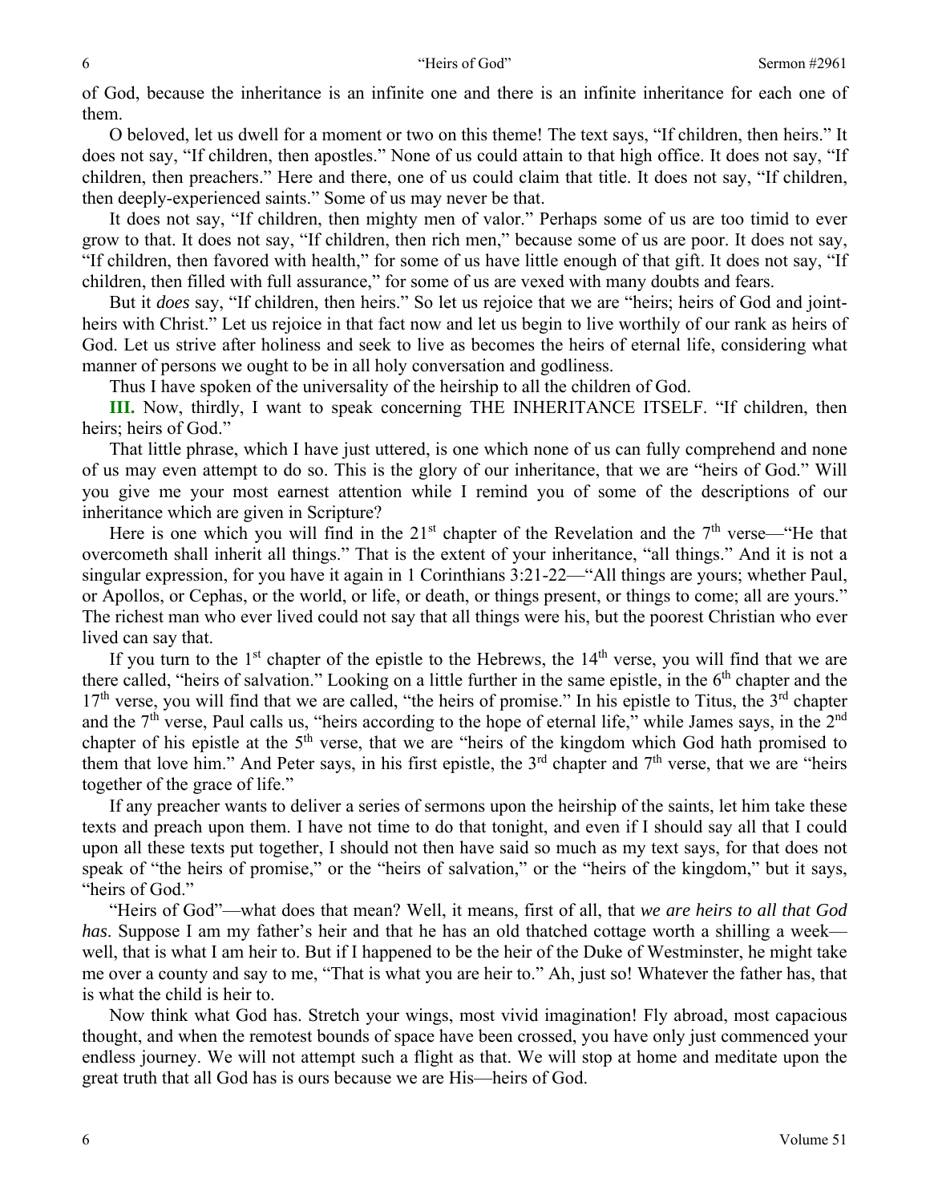of God, because the inheritance is an infinite one and there is an infinite inheritance for each one of them.

O beloved, let us dwell for a moment or two on this theme! The text says, "If children, then heirs." It does not say, "If children, then apostles." None of us could attain to that high office. It does not say, "If children, then preachers." Here and there, one of us could claim that title. It does not say, "If children, then deeply-experienced saints." Some of us may never be that.

It does not say, "If children, then mighty men of valor." Perhaps some of us are too timid to ever grow to that. It does not say, "If children, then rich men," because some of us are poor. It does not say, "If children, then favored with health," for some of us have little enough of that gift. It does not say, "If children, then filled with full assurance," for some of us are vexed with many doubts and fears.

But it *does* say, "If children, then heirs." So let us rejoice that we are "heirs; heirs of God and joint-heirs with Christ." Let us rejoice in that fact now and let us begin to live worthily of our rank as heirs of God. Let us strive after holiness and seek to live as becomes the heirs of eternal life, considering what manner of persons we ought to be in all holy conversation and godliness.

Thus I have spoken of the universality of the heirship to all the children of God.

**III.** Now, thirdly, I want to speak concerning THE INHERITANCE ITSELF. "If children, then heirs; heirs of God."

That little phrase, which I have just uttered, is one which none of us can fully comprehend and none of us may even attempt to do so. This is the glory of our inheritance, that we are "heirs of God." Will you give me your most earnest attention while I remind you of some of the descriptions of our inheritance which are given in Scripture?

Here is one which you will find in the 21st chapter of the Revelation and the 7th verse—"He that overcometh shall inherit all things." That is the extent of your inheritance, "all things." And it is not a singular expression, for you have it again in 1 Corinthians 3:21-22—"All things are yours; whether Paul, or Apollos, or Cephas, or the world, or life, or death, or things present, or things to come; all are yours." The richest man who ever lived could not say that all things were his, but the poorest Christian who ever lived can say that.

If you turn to the 1st chapter of the epistle to the Hebrews, the 14th verse, you will find that we are there called, "heirs of salvation." Looking on a little further in the same epistle, in the 6th chapter and the 17th verse, you will find that we are called, "the heirs of promise." In his epistle to Titus, the 3rd chapter and the 7th verse, Paul calls us, "heirs according to the hope of eternal life," while James says, in the 2nd chapter of his epistle at the 5th verse, that we are "heirs of the kingdom which God hath promised to them that love him." And Peter says, in his first epistle, the 3rd chapter and 7th verse, that we are "heirs together of the grace of life."

If any preacher wants to deliver a series of sermons upon the heirship of the saints, let him take these texts and preach upon them. I have not time to do that tonight, and even if I should say all that I could upon all these texts put together, I should not then have said so much as my text says, for that does not speak of "the heirs of promise," or the "heirs of salvation," or the "heirs of the kingdom," but it says, "heirs of God."

"Heirs of God"—what does that mean? Well, it means, first of all, that *we are heirs to all that God has*. Suppose I am my father's heir and that he has an old thatched cottage worth a shilling a week—well, that is what I am heir to. But if I happened to be the heir of the Duke of Westminster, he might take me over a county and say to me, "That is what you are heir to." Ah, just so! Whatever the father has, that is what the child is heir to.

Now think what God has. Stretch your wings, most vivid imagination! Fly abroad, most capacious thought, and when the remotest bounds of space have been crossed, you have only just commenced your endless journey. We will not attempt such a flight as that. We will stop at home and meditate upon the great truth that all God has is ours because we are His—heirs of God.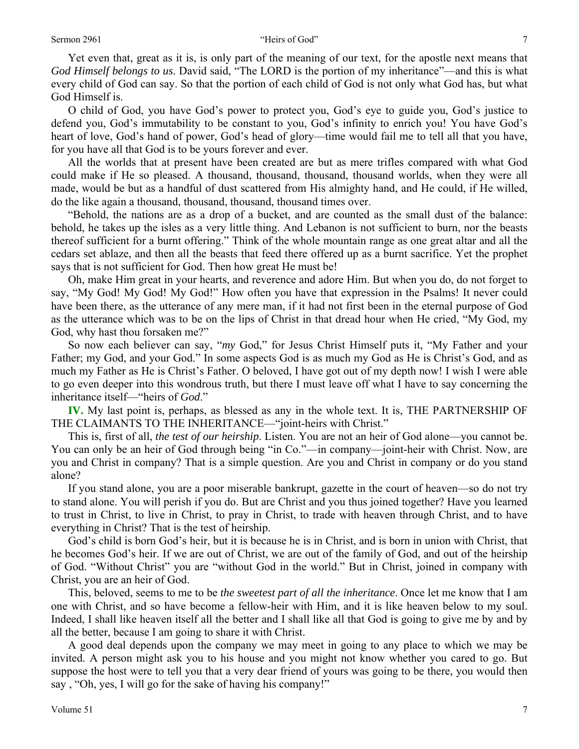Yet even that, great as it is, is only part of the meaning of our text, for the apostle next means that *God Himself belongs to us*. David said, "The LORD is the portion of my inheritance"—and this is what every child of God can say. So that the portion of each child of God is not only what God has, but what God Himself is.

O child of God, you have God's power to protect you, God's eye to guide you, God's justice to defend you, God's immutability to be constant to you, God's infinity to enrich you! You have God's heart of love, God's hand of power, God's head of glory—time would fail me to tell all that you have, for you have all that God is to be yours forever and ever.

All the worlds that at present have been created are but as mere trifles compared with what God could make if He so pleased. A thousand, thousand, thousand, thousand worlds, when they were all made, would be but as a handful of dust scattered from His almighty hand, and He could, if He willed, do the like again a thousand, thousand, thousand, thousand times over.

"Behold, the nations are as a drop of a bucket, and are counted as the small dust of the balance: behold, he takes up the isles as a very little thing. And Lebanon is not sufficient to burn, nor the beasts thereof sufficient for a burnt offering." Think of the whole mountain range as one great altar and all the cedars set ablaze, and then all the beasts that feed there offered up as a burnt sacrifice. Yet the prophet says that is not sufficient for God. Then how great He must be!

Oh, make Him great in your hearts, and reverence and adore Him. But when you do, do not forget to say, "My God! My God! My God!" How often you have that expression in the Psalms! It never could have been there, as the utterance of any mere man, if it had not first been in the eternal purpose of God as the utterance which was to be on the lips of Christ in that dread hour when He cried, "My God, my God, why hast thou forsaken me?"

So now each believer can say, "*my* God," for Jesus Christ Himself puts it, "My Father and your Father; my God, and your God." In some aspects God is as much my God as He is Christ's God, and as much my Father as He is Christ's Father. O beloved, I have got out of my depth now! I wish I were able to go even deeper into this wondrous truth, but there I must leave off what I have to say concerning the inheritance itself—"heirs of *God*."

**IV.** My last point is, perhaps, as blessed as any in the whole text. It is, THE PARTNERSHIP OF THE CLAIMANTS TO THE INHERITANCE—"joint-heirs with Christ."

This is, first of all, *the test of our heirship*. Listen. You are not an heir of God alone—you cannot be. You can only be an heir of God through being "in Co."—in company—joint-heir with Christ. Now, are you and Christ in company? That is a simple question. Are you and Christ in company or do you stand alone?

If you stand alone, you are a poor miserable bankrupt, gazette in the court of heaven—so do not try to stand alone. You will perish if you do. But are Christ and you thus joined together? Have you learned to trust in Christ, to live in Christ, to pray in Christ, to trade with heaven through Christ, and to have everything in Christ? That is the test of heirship.

God's child is born God's heir, but it is because he is in Christ, and is born in union with Christ, that he becomes God's heir. If we are out of Christ, we are out of the family of God, and out of the heirship of God. "Without Christ" you are "without God in the world." But in Christ, joined in company with Christ, you are an heir of God.

This, beloved, seems to me to be *the sweetest part of all the inheritance*. Once let me know that I am one with Christ, and so have become a fellow-heir with Him, and it is like heaven below to my soul. Indeed, I shall like heaven itself all the better and I shall like all that God is going to give me by and by all the better, because I am going to share it with Christ.

A good deal depends upon the company we may meet in going to any place to which we may be invited. A person might ask you to his house and you might not know whether you cared to go. But suppose the host were to tell you that a very dear friend of yours was going to be there, you would then say , "Oh, yes, I will go for the sake of having his company!"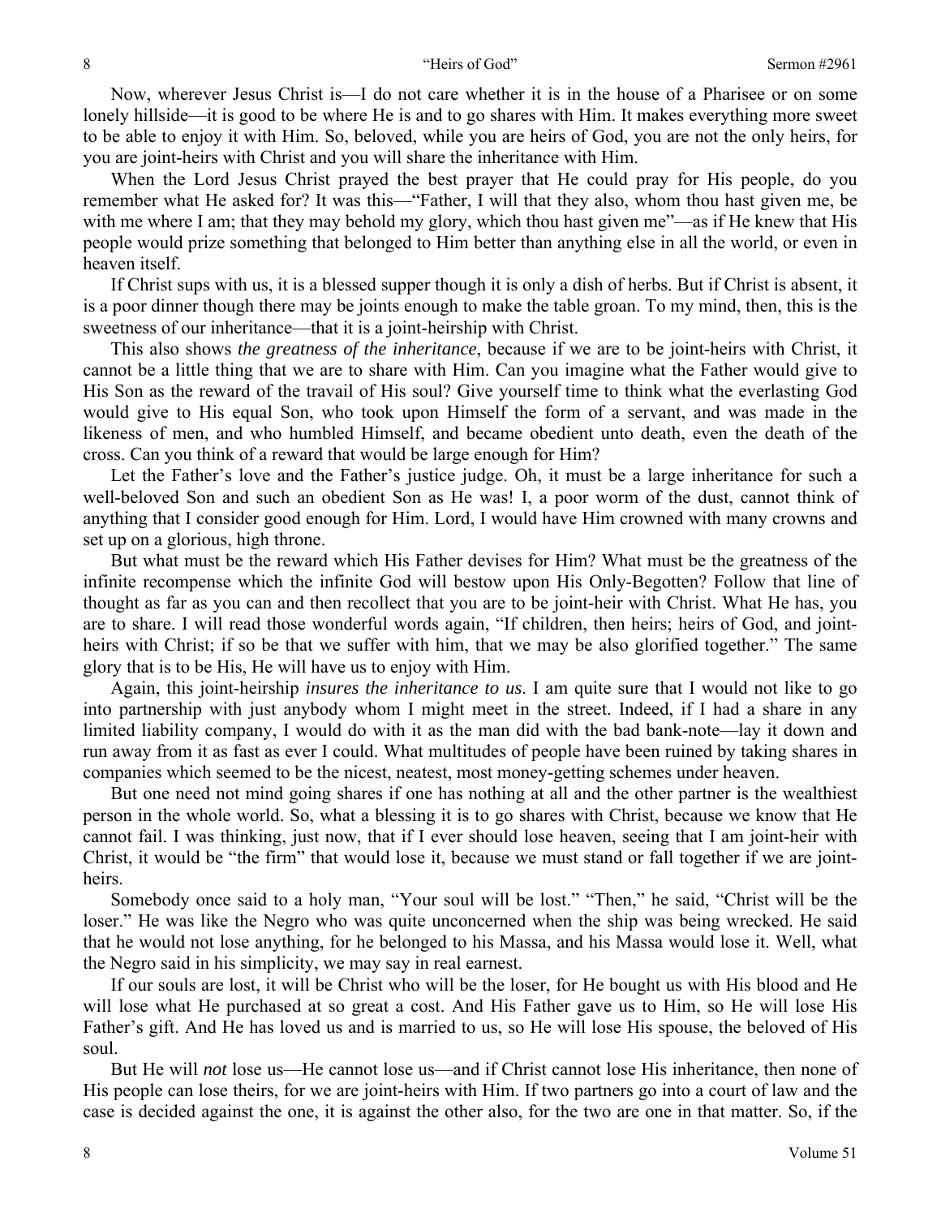Now, wherever Jesus Christ is—I do not care whether it is in the house of a Pharisee or on some lonely hillside—it is good to be where He is and to go shares with Him. It makes everything more sweet to be able to enjoy it with Him. So, beloved, while you are heirs of God, you are not the only heirs, for you are joint-heirs with Christ and you will share the inheritance with Him.

When the Lord Jesus Christ prayed the best prayer that He could pray for His people, do you remember what He asked for? It was this—"Father, I will that they also, whom thou hast given me, be with me where I am; that they may behold my glory, which thou hast given me"—as if He knew that His people would prize something that belonged to Him better than anything else in all the world, or even in heaven itself.

If Christ sups with us, it is a blessed supper though it is only a dish of herbs. But if Christ is absent, it is a poor dinner though there may be joints enough to make the table groan. To my mind, then, this is the sweetness of our inheritance—that it is a joint-heirship with Christ.

This also shows *the greatness of the inheritance*, because if we are to be joint-heirs with Christ, it cannot be a little thing that we are to share with Him. Can you imagine what the Father would give to His Son as the reward of the travail of His soul? Give yourself time to think what the everlasting God would give to His equal Son, who took upon Himself the form of a servant, and was made in the likeness of men, and who humbled Himself, and became obedient unto death, even the death of the cross. Can you think of a reward that would be large enough for Him?

Let the Father's love and the Father's justice judge. Oh, it must be a large inheritance for such a well-beloved Son and such an obedient Son as He was! I, a poor worm of the dust, cannot think of anything that I consider good enough for Him. Lord, I would have Him crowned with many crowns and set up on a glorious, high throne.

But what must be the reward which His Father devises for Him? What must be the greatness of the infinite recompense which the infinite God will bestow upon His Only-Begotten? Follow that line of thought as far as you can and then recollect that you are to be joint-heir with Christ. What He has, you are to share. I will read those wonderful words again, "If children, then heirs; heirs of God, and joint-heirs with Christ; if so be that we suffer with him, that we may be also glorified together." The same glory that is to be His, He will have us to enjoy with Him.

Again, this joint-heirship *insures the inheritance to us*. I am quite sure that I would not like to go into partnership with just anybody whom I might meet in the street. Indeed, if I had a share in any limited liability company, I would do with it as the man did with the bad bank-note—lay it down and run away from it as fast as ever I could. What multitudes of people have been ruined by taking shares in companies which seemed to be the nicest, neatest, most money-getting schemes under heaven.

But one need not mind going shares if one has nothing at all and the other partner is the wealthiest person in the whole world. So, what a blessing it is to go shares with Christ, because we know that He cannot fail. I was thinking, just now, that if I ever should lose heaven, seeing that I am joint-heir with Christ, it would be "the firm" that would lose it, because we must stand or fall together if we are joint-heirs.

Somebody once said to a holy man, "Your soul will be lost." "Then," he said, "Christ will be the loser." He was like the Negro who was quite unconcerned when the ship was being wrecked. He said that he would not lose anything, for he belonged to his Massa, and his Massa would lose it. Well, what the Negro said in his simplicity, we may say in real earnest.

If our souls are lost, it will be Christ who will be the loser, for He bought us with His blood and He will lose what He purchased at so great a cost. And His Father gave us to Him, so He will lose His Father's gift. And He has loved us and is married to us, so He will lose His spouse, the beloved of His soul.

But He will *not* lose us—He cannot lose us—and if Christ cannot lose His inheritance, then none of His people can lose theirs, for we are joint-heirs with Him. If two partners go into a court of law and the case is decided against the one, it is against the other also, for the two are one in that matter. So, if the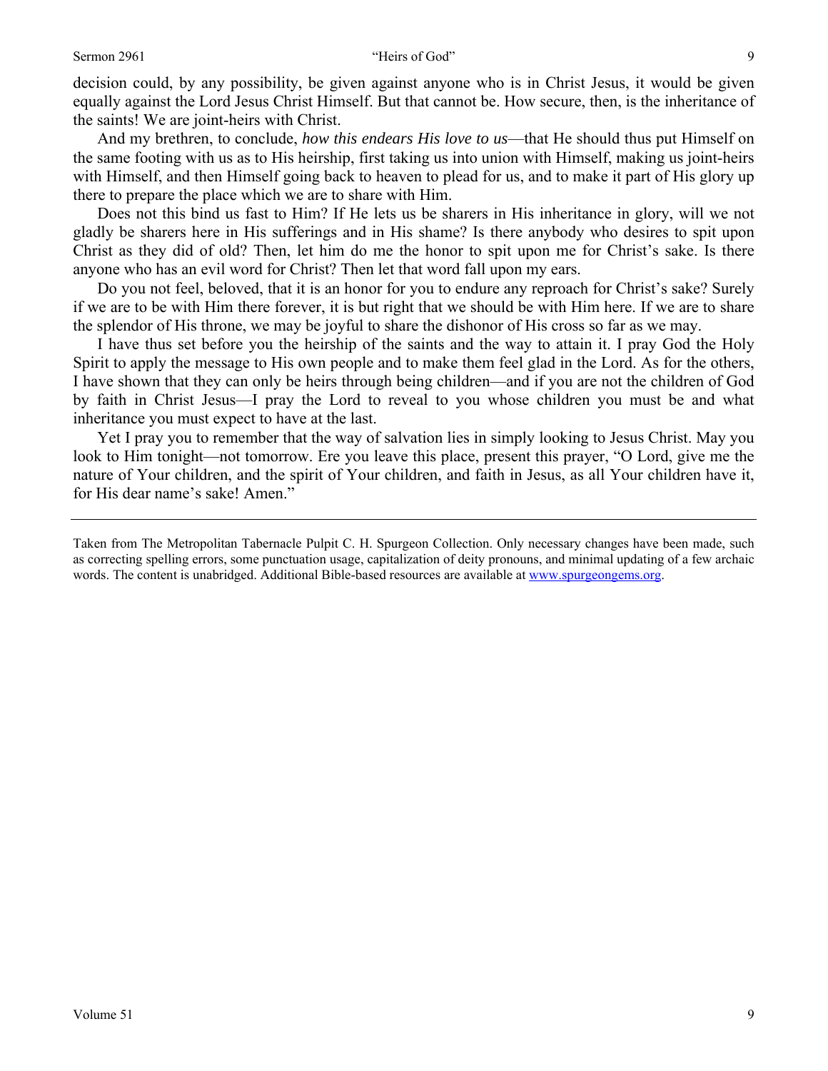decision could, by any possibility, be given against anyone who is in Christ Jesus, it would be given equally against the Lord Jesus Christ Himself. But that cannot be. How secure, then, is the inheritance of the saints! We are joint-heirs with Christ.

And my brethren, to conclude, *how this endears His love to us*—that He should thus put Himself on the same footing with us as to His heirship, first taking us into union with Himself, making us joint-heirs with Himself, and then Himself going back to heaven to plead for us, and to make it part of His glory up there to prepare the place which we are to share with Him.

Does not this bind us fast to Him? If He lets us be sharers in His inheritance in glory, will we not gladly be sharers here in His sufferings and in His shame? Is there anybody who desires to spit upon Christ as they did of old? Then, let him do me the honor to spit upon me for Christ's sake. Is there anyone who has an evil word for Christ? Then let that word fall upon my ears.

Do you not feel, beloved, that it is an honor for you to endure any reproach for Christ's sake? Surely if we are to be with Him there forever, it is but right that we should be with Him here. If we are to share the splendor of His throne, we may be joyful to share the dishonor of His cross so far as we may.

I have thus set before you the heirship of the saints and the way to attain it. I pray God the Holy Spirit to apply the message to His own people and to make them feel glad in the Lord. As for the others, I have shown that they can only be heirs through being children—and if you are not the children of God by faith in Christ Jesus—I pray the Lord to reveal to you whose children you must be and what inheritance you must expect to have at the last.

Yet I pray you to remember that the way of salvation lies in simply looking to Jesus Christ. May you look to Him tonight—not tomorrow. Ere you leave this place, present this prayer, "O Lord, give me the nature of Your children, and the spirit of Your children, and faith in Jesus, as all Your children have it, for His dear name's sake! Amen."

---

Taken from The Metropolitan Tabernacle Pulpit C. H. Spurgeon Collection. Only necessary changes have been made, such as correcting spelling errors, some punctuation usage, capitalization of deity pronouns, and minimal updating of a few archaic words. The content is unabridged. Additional Bible-based resources are available at www.spurgeongems.org.